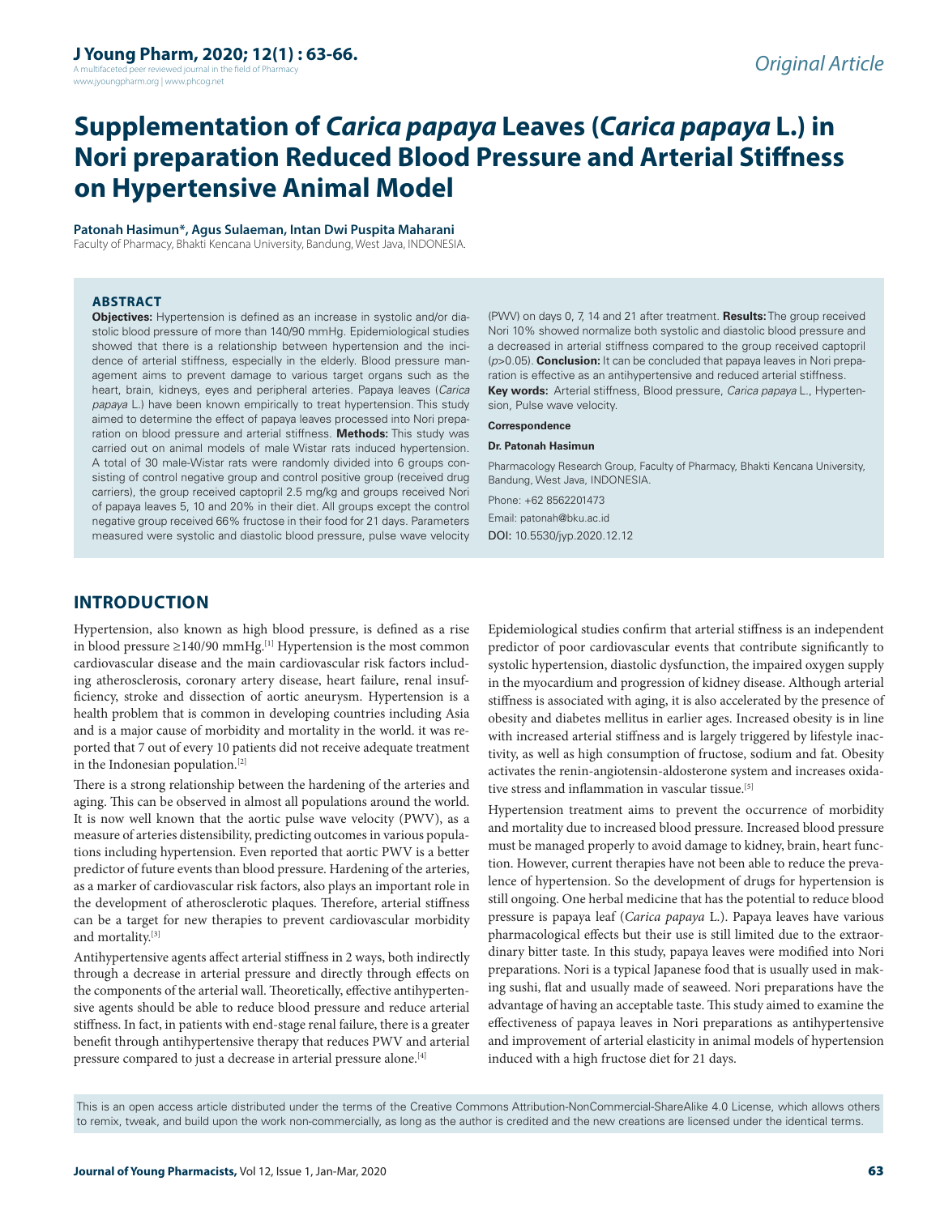# Supplementation of *Carica papaya* Leaves (*Carica papaya* L.) in Nori preparation Reduced Blood Pressure and Arterial Stiffness on Hypertensive Animal Model

**Patonah Hasimun\*, Agus Sulaeman, Intan Dwi Puspita Maharani**

Faculty of Pharmacy, Bhakti Kencana University, Bandung, West Java, INDONESIA.

## ABSTRACT

**Objectives:** Hypertension is defined as an increase in systolic and/or diastolic blood pressure of more than 140/90 mmHg. Epidemiological studies showed that there is a relationship between hypertension and the incidence of arterial stiffness, especially in the elderly. Blood pressure management aims to prevent damage to various target organs such as the heart, brain, kidneys, eyes and peripheral arteries. Papaya leaves (*Carica papaya* L.) have been known empirically to treat hypertension. This study aimed to determine the effect of papaya leaves processed into Nori preparation on blood pressure and arterial stiffness. **Methods:** This study was carried out on animal models of male Wistar rats induced hypertension. A total of 30 male-Wistar rats were randomly divided into 6 groups consisting of control negative group and control positive group (received drug carriers), the group received captopril 2.5 mg/kg and groups received Nori of papaya leaves 5, 10 and 20% in their diet. All groups except the control negative group received 66% fructose in their food for 21 days. Parameters measured were systolic and diastolic blood pressure, pulse wave velocity (PWV) on days 0, 7, 14 and 21 after treatment. **Results:** The group received Nori 10% showed normalize both systolic and diastolic blood pressure and a decreased in arterial stiffness compared to the group received captopril ($p>0.05$). **Conclusion:** It can be concluded that papaya leaves in Nori preparation is effective as an antihypertensive and reduced arterial stiffness.

**Key words:** Arterial stiffness, Blood pressure, *Carica papaya* L., Hypertension, Pulse wave velocity.

**Correspondence**

**Dr. Patonah Hasimun**

Pharmacology Research Group, Faculty of Pharmacy, Bhakti Kencana University, Bandung, West Java, INDONESIA.

Phone: +62 8562201473

Email: patonah@bku.ac.id

DOI: 10.5530/jyp.2020.12.12

## INTRODUCTION

Hypertension, also known as high blood pressure, is defined as a rise in blood pressure ≥140/90 mmHg.[1] Hypertension is the most common cardiovascular disease and the main cardiovascular risk factors including atherosclerosis, coronary artery disease, heart failure, renal insufficiency, stroke and dissection of aortic aneurysm. Hypertension is a health problem that is common in developing countries including Asia and is a major cause of morbidity and mortality in the world. it was reported that 7 out of every 10 patients did not receive adequate treatment in the Indonesian population.[2]

There is a strong relationship between the hardening of the arteries and aging. This can be observed in almost all populations around the world. It is now well known that the aortic pulse wave velocity (PWV), as a measure of arteries distensibility, predicting outcomes in various populations including hypertension. Even reported that aortic PWV is a better predictor of future events than blood pressure. Hardening of the arteries, as a marker of cardiovascular risk factors, also plays an important role in the development of atherosclerotic plaques. Therefore, arterial stiffness can be a target for new therapies to prevent cardiovascular morbidity and mortality.[3]

Antihypertensive agents affect arterial stiffness in 2 ways, both indirectly through a decrease in arterial pressure and directly through effects on the components of the arterial wall. Theoretically, effective antihypertensive agents should be able to reduce blood pressure and reduce arterial stiffness. In fact, in patients with end-stage renal failure, there is a greater benefit through antihypertensive therapy that reduces PWV and arterial pressure compared to just a decrease in arterial pressure alone.[4]

Epidemiological studies confirm that arterial stiffness is an independent predictor of poor cardiovascular events that contribute significantly to systolic hypertension, diastolic dysfunction, the impaired oxygen supply in the myocardium and progression of kidney disease. Although arterial stiffness is associated with aging, it is also accelerated by the presence of obesity and diabetes mellitus in earlier ages. Increased obesity is in line with increased arterial stiffness and is largely triggered by lifestyle inactivity, as well as high consumption of fructose, sodium and fat. Obesity activates the renin-angiotensin-aldosterone system and increases oxidative stress and inflammation in vascular tissue.[5]

Hypertension treatment aims to prevent the occurrence of morbidity and mortality due to increased blood pressure. Increased blood pressure must be managed properly to avoid damage to kidney, brain, heart function. However, current therapies have not been able to reduce the prevalence of hypertension. So the development of drugs for hypertension is still ongoing. One herbal medicine that has the potential to reduce blood pressure is papaya leaf (*Carica papaya* L.). Papaya leaves have various pharmacological effects but their use is still limited due to the extraordinary bitter taste. In this study, papaya leaves were modified into Nori preparations. Nori is a typical Japanese food that is usually used in making sushi, flat and usually made of seaweed. Nori preparations have the advantage of having an acceptable taste. This study aimed to examine the effectiveness of papaya leaves in Nori preparations as antihypertensive and improvement of arterial elasticity in animal models of hypertension induced with a high fructose diet for 21 days.

This is an open access article distributed under the terms of the Creative Commons Attribution-NonCommercial-ShareAlike 4.0 License, which allows others to remix, tweak, and build upon the work non-commercially, as long as the author is credited and the new creations are licensed under the identical terms.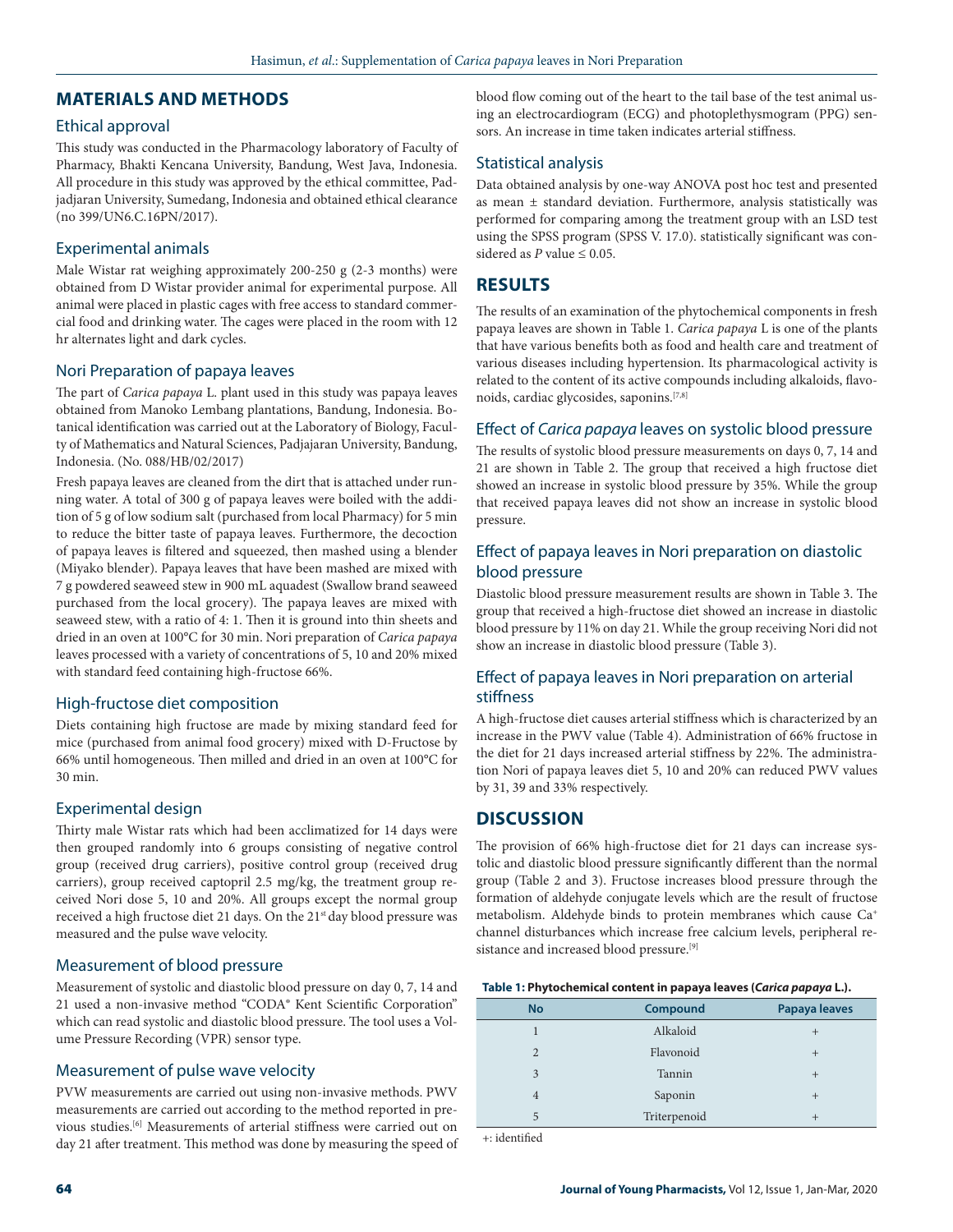## MATERIALS AND METHODS

### Ethical approval

This study was conducted in the Pharmacology laboratory of Faculty of Pharmacy, Bhakti Kencana University, Bandung, West Java, Indonesia. All procedure in this study was approved by the ethical committee, Padjadjaran University, Sumedang, Indonesia and obtained ethical clearance (no 399/UN6.C.16PN/2017).

### Experimental animals

Male Wistar rat weighing approximately 200-250 g (2-3 months) were obtained from D Wistar provider animal for experimental purpose. All animal were placed in plastic cages with free access to standard commercial food and drinking water. The cages were placed in the room with 12 hr alternates light and dark cycles.

### Nori Preparation of papaya leaves

The part of *Carica papaya* L. plant used in this study was papaya leaves obtained from Manoko Lembang plantations, Bandung, Indonesia. Botanical identification was carried out at the Laboratory of Biology, Faculty of Mathematics and Natural Sciences, Padjajaran University, Bandung, Indonesia. (No. 088/HB/02/2017)

Fresh papaya leaves are cleaned from the dirt that is attached under running water. A total of 300 g of papaya leaves were boiled with the addition of 5 g of low sodium salt (purchased from local Pharmacy) for 5 min to reduce the bitter taste of papaya leaves. Furthermore, the decoction of papaya leaves is filtered and squeezed, then mashed using a blender (Miyako blender). Papaya leaves that have been mashed are mixed with 7 g powdered seaweed stew in 900 mL aquadest (Swallow brand seaweed purchased from the local grocery). The papaya leaves are mixed with seaweed stew, with a ratio of 4: 1. Then it is ground into thin sheets and dried in an oven at 100°C for 30 min. Nori preparation of *Carica papaya* leaves processed with a variety of concentrations of 5, 10 and 20% mixed with standard feed containing high-fructose 66%.

### High-fructose diet composition

Diets containing high fructose are made by mixing standard feed for mice (purchased from animal food grocery) mixed with D-Fructose by 66% until homogeneous. Then milled and dried in an oven at 100°C for 30 min.

### Experimental design

Thirty male Wistar rats which had been acclimatized for 14 days were then grouped randomly into 6 groups consisting of negative control group (received drug carriers), positive control group (received drug carriers), group received captopril 2.5 mg/kg, the treatment group received Nori dose 5, 10 and 20%. All groups except the normal group received a high fructose diet 21 days. On the 21st day blood pressure was measured and the pulse wave velocity.

### Measurement of blood pressure

Measurement of systolic and diastolic blood pressure on day 0, 7, 14 and 21 used a non-invasive method "CODA® Kent Scientific Corporation" which can read systolic and diastolic blood pressure. The tool uses a Volume Pressure Recording (VPR) sensor type.

### Measurement of pulse wave velocity

PVW measurements are carried out using non-invasive methods. PWV measurements are carried out according to the method reported in previous studies.[6] Measurements of arterial stiffness were carried out on day 21 after treatment. This method was done by measuring the speed of blood flow coming out of the heart to the tail base of the test animal using an electrocardiogram (ECG) and photoplethysmogram (PPG) sensors. An increase in time taken indicates arterial stiffness.

### Statistical analysis

Data obtained analysis by one-way ANOVA post hoc test and presented as mean ± standard deviation. Furthermore, analysis statistically was performed for comparing among the treatment group with an LSD test using the SPSS program (SPSS V. 17.0). statistically significant was considered as $P$ value ≤ 0.05.

## RESULTS

The results of an examination of the phytochemical components in fresh papaya leaves are shown in Table 1. *Carica papaya* L is one of the plants that have various benefits both as food and health care and treatment of various diseases including hypertension. Its pharmacological activity is related to the content of its active compounds including alkaloids, flavonoids, cardiac glycosides, saponins.[7,8]

### Effect of *Carica papaya* leaves on systolic blood pressure

The results of systolic blood pressure measurements on days 0, 7, 14 and 21 are shown in Table 2. The group that received a high fructose diet showed an increase in systolic blood pressure by 35%. While the group that received papaya leaves did not show an increase in systolic blood pressure.

### Effect of papaya leaves in Nori preparation on diastolic blood pressure

Diastolic blood pressure measurement results are shown in Table 3. The group that received a high-fructose diet showed an increase in diastolic blood pressure by 11% on day 21. While the group receiving Nori did not show an increase in diastolic blood pressure (Table 3).

### Effect of papaya leaves in Nori preparation on arterial stiffness

A high-fructose diet causes arterial stiffness which is characterized by an increase in the PWV value (Table 4). Administration of 66% fructose in the diet for 21 days increased arterial stiffness by 22%. The administration Nori of papaya leaves diet 5, 10 and 20% can reduced PWV values by 31, 39 and 33% respectively.

## DISCUSSION

The provision of 66% high-fructose diet for 21 days can increase systolic and diastolic blood pressure significantly different than the normal group (Table 2 and 3). Fructose increases blood pressure through the formation of aldehyde conjugate levels which are the result of fructose metabolism. Aldehyde binds to protein membranes which cause $Ca^{+}$ channel disturbances which increase free calcium levels, peripheral resistance and increased blood pressure.[9]

**Table 1: Phytochemical content in papaya leaves (*Carica papaya* L.).**

| No | Compound | Papaya leaves |
|---|---|---|
| 1 | Alkaloid | + |
| 2 | Flavonoid | + |
| 3 | Tannin | + |
| 4 | Saponin | + |
| 5 | Triterpenoid | + |

+: identified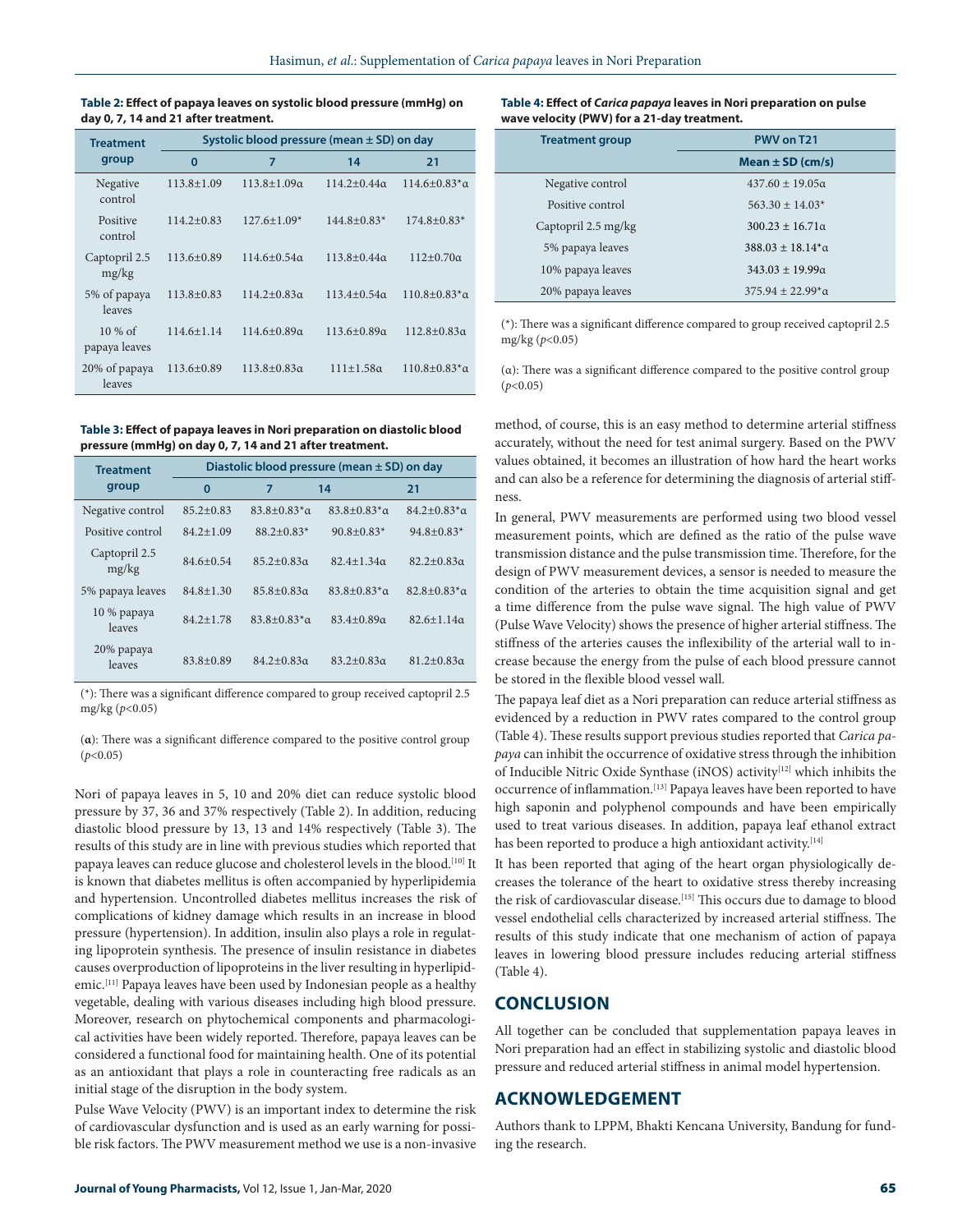**Table 2: Effect of papaya leaves on systolic blood pressure (mmHg) on day 0, 7, 14 and 21 after treatment.**

| Treatment group | Systolic blood pressure (mean ± SD) on day | | | |
|---|---|---|---|---|
| | 0 | 7 | 14 | 21 |
| Negative control | 113.8±1.09 | 113.8±1.09α | 114.2±0.44α | 114.6±0.83*α |
| Positive control | 114.2±0.83 | 127.6±1.09* | 144.8±0.83* | 174.8±0.83* |
| Captopril 2.5 mg/kg | 113.6±0.89 | 114.6±0.54α | 113.8±0.44α | 112±0.70α |
| 5% of papaya leaves | 113.8±0.83 | 114.2±0.83α | 113.4±0.54α | 110.8±0.83*α |
| 10 % of papaya leaves | 114.6±1.14 | 114.6±0.89α | 113.6±0.89α | 112.8±0.83α |
| 20% of papaya leaves | 113.6±0.89 | 113.8±0.83α | 111±1.58α | 110.8±0.83*α |

**Table 3: Effect of papaya leaves in Nori preparation on diastolic blood pressure (mmHg) on day 0, 7, 14 and 21 after treatment.**

| Treatment group | Diastolic blood pressure (mean ± SD) on day | | | |
|---|---|---|---|---|
| | 0 | 7 | 14 | 21 |
| Negative control | 85.2±0.83 | 83.8±0.83*α | 83.8±0.83*α | 84.2±0.83*α |
| Positive control | 84.2±1.09 | 88.2±0.83* | 90.8±0.83* | 94.8±0.83* |
| Captopril 2.5 mg/kg | 84.6±0.54 | 85.2±0.83α | 82.4±1.34α | 82.2±0.83α |
| 5% papaya leaves | 84.8±1.30 | 85.8±0.83α | 83.8±0.83*α | 82.8±0.83*α |
| 10 % papaya leaves | 84.2±1.78 | 83.8±0.83*α | 83.4±0.89α | 82.6±1.14α |
| 20% papaya leaves | 83.8±0.89 | 84.2±0.83α | 83.2±0.83α | 81.2±0.83α |

(*): There was a significant difference compared to group received captopril 2.5 mg/kg ($p<0.05$)

(**α**): There was a significant difference compared to the positive control group ($p<0.05$)

Nori of papaya leaves in 5, 10 and 20% diet can reduce systolic blood pressure by 37, 36 and 37% respectively (Table 2). In addition, reducing diastolic blood pressure by 13, 13 and 14% respectively (Table 3). The results of this study are in line with previous studies which reported that papaya leaves can reduce glucose and cholesterol levels in the blood.[10] It is known that diabetes mellitus is often accompanied by hyperlipidemia and hypertension. Uncontrolled diabetes mellitus increases the risk of complications of kidney damage which results in an increase in blood pressure (hypertension). In addition, insulin also plays a role in regulating lipoprotein synthesis. The presence of insulin resistance in diabetes causes overproduction of lipoproteins in the liver resulting in hyperlipidemic.[11] Papaya leaves have been used by Indonesian people as a healthy vegetable, dealing with various diseases including high blood pressure. Moreover, research on phytochemical components and pharmacological activities have been widely reported. Therefore, papaya leaves can be considered a functional food for maintaining health. One of its potential as an antioxidant that plays a role in counteracting free radicals as an initial stage of the disruption in the body system.

Pulse Wave Velocity (PWV) is an important index to determine the risk of cardiovascular dysfunction and is used as an early warning for possible risk factors. The PWV measurement method we use is a non-invasive

**Table 4: Effect of *Carica papaya* leaves in Nori preparation on pulse wave velocity (PWV) for a 21-day treatment.**

| Treatment group | PWV on T21 |
|---|---|
| | Mean ± SD (cm/s) |
| Negative control | 437.60 ± 19.05α |
| Positive control | 563.30 ± 14.03* |
| Captopril 2.5 mg/kg | 300.23 ± 16.71α |
| 5% papaya leaves | 388.03 ± 18.14*α |
| 10% papaya leaves | 343.03 ± 19.99α |
| 20% papaya leaves | 375.94 ± 22.99*α |

(*): There was a significant difference compared to group received captopril 2.5 mg/kg ($p<0.05$)

(α): There was a significant difference compared to the positive control group ($p<0.05$)

method, of course, this is an easy method to determine arterial stiffness accurately, without the need for test animal surgery. Based on the PWV values obtained, it becomes an illustration of how hard the heart works and can also be a reference for determining the diagnosis of arterial stiffness.

In general, PWV measurements are performed using two blood vessel measurement points, which are defined as the ratio of the pulse wave transmission distance and the pulse transmission time. Therefore, for the design of PWV measurement devices, a sensor is needed to measure the condition of the arteries to obtain the time acquisition signal and get a time difference from the pulse wave signal. The high value of PWV (Pulse Wave Velocity) shows the presence of higher arterial stiffness. The stiffness of the arteries causes the inflexibility of the arterial wall to increase because the energy from the pulse of each blood pressure cannot be stored in the flexible blood vessel wall.

The papaya leaf diet as a Nori preparation can reduce arterial stiffness as evidenced by a reduction in PWV rates compared to the control group (Table 4). These results support previous studies reported that *Carica papaya* can inhibit the occurrence of oxidative stress through the inhibition of Inducible Nitric Oxide Synthase (iNOS) activity[12] which inhibits the occurrence of inflammation.[13] Papaya leaves have been reported to have high saponin and polyphenol compounds and have been empirically used to treat various diseases. In addition, papaya leaf ethanol extract has been reported to produce a high antioxidant activity.[14]

It has been reported that aging of the heart organ physiologically decreases the tolerance of the heart to oxidative stress thereby increasing the risk of cardiovascular disease.[15] This occurs due to damage to blood vessel endothelial cells characterized by increased arterial stiffness. The results of this study indicate that one mechanism of action of papaya leaves in lowering blood pressure includes reducing arterial stiffness (Table 4).

## CONCLUSION

All together can be concluded that supplementation papaya leaves in Nori preparation had an effect in stabilizing systolic and diastolic blood pressure and reduced arterial stiffness in animal model hypertension.

## ACKNOWLEDGEMENT

Authors thank to LPPM, Bhakti Kencana University, Bandung for funding the research.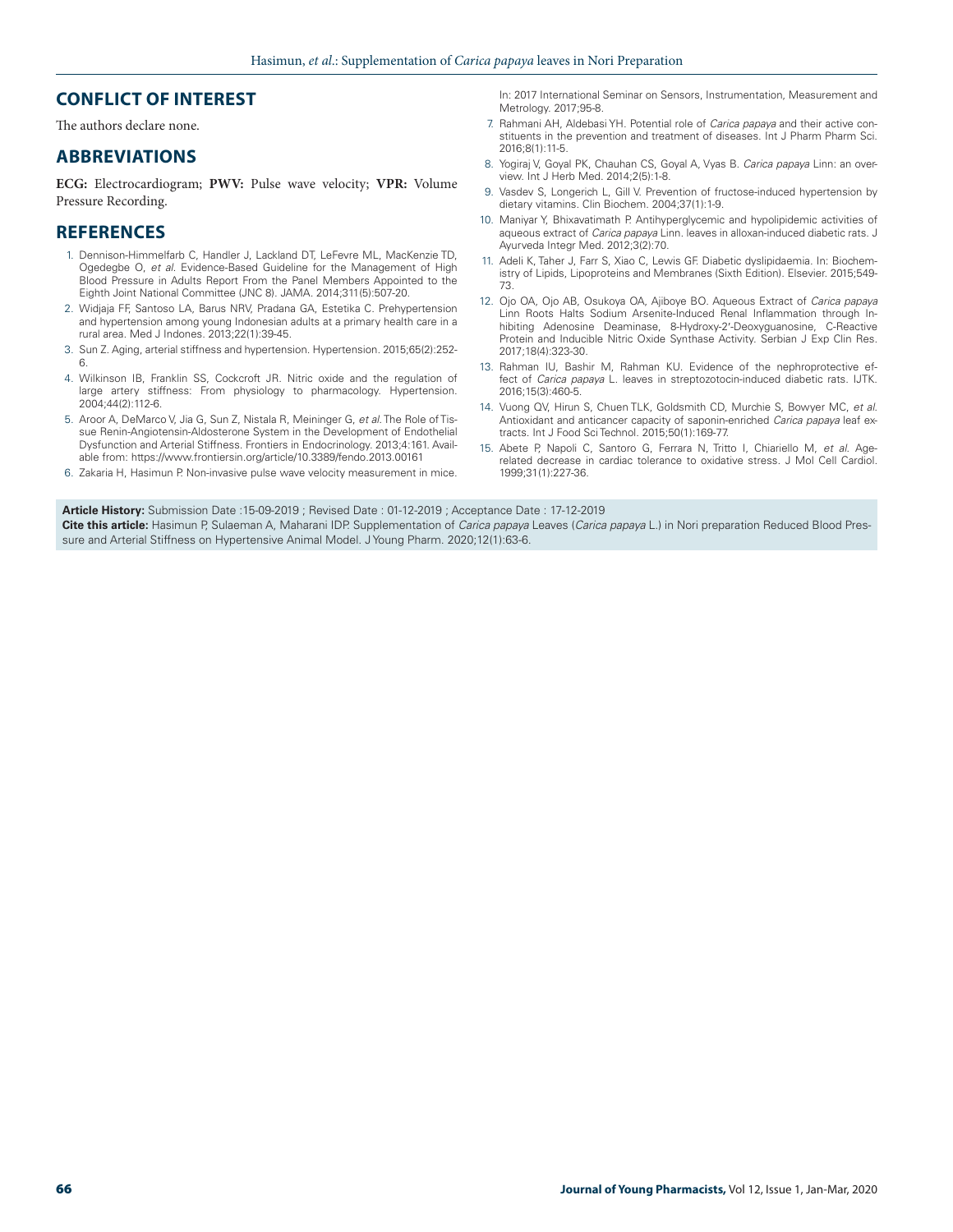## CONFLICT OF INTEREST

The authors declare none.

## ABBREVIATIONS

**ECG:** Electrocardiogram; **PWV:** Pulse wave velocity; **VPR:** Volume Pressure Recording.

## REFERENCES

1. Dennison-Himmelfarb C, Handler J, Lackland DT, LeFevre ML, MacKenzie TD, Ogedegbe O, *et al*. Evidence-Based Guideline for the Management of High Blood Pressure in Adults Report From the Panel Members Appointed to the Eighth Joint National Committee (JNC 8). JAMA. 2014;311(5):507-20.
2. Widjaja FF, Santoso LA, Barus NRV, Pradana GA, Estetika C. Prehypertension and hypertension among young Indonesian adults at a primary health care in a rural area. Med J Indones. 2013;22(1):39-45.
3. Sun Z. Aging, arterial stiffness and hypertension. Hypertension. 2015;65(2):252-6.
4. Wilkinson IB, Franklin SS, Cockcroft JR. Nitric oxide and the regulation of large artery stiffness: From physiology to pharmacology. Hypertension. 2004;44(2):112-6.
5. Aroor A, DeMarco V, Jia G, Sun Z, Nistala R, Meininger G, *et al*. The Role of Tissue Renin-Angiotensin-Aldosterone System in the Development of Endothelial Dysfunction and Arterial Stiffness. Frontiers in Endocrinology. 2013;4:161. Available from: https://www.frontiersin.org/article/10.3389/fendo.2013.00161
6. Zakaria H, Hasimun P. Non-invasive pulse wave velocity measurement in mice. In: 2017 International Seminar on Sensors, Instrumentation, Measurement and Metrology. 2017;95-8.
7. Rahmani AH, Aldebasi YH. Potential role of *Carica papaya* and their active constituents in the prevention and treatment of diseases. Int J Pharm Pharm Sci. 2016;8(1):11-5.
8. Yogiraj V, Goyal PK, Chauhan CS, Goyal A, Vyas B. *Carica papaya* Linn: an overview. Int J Herb Med. 2014;2(5):1-8.
9. Vasdev S, Longerich L, Gill V. Prevention of fructose-induced hypertension by dietary vitamins. Clin Biochem. 2004;37(1):1-9.
10. Maniyar Y, Bhixavatimath P. Antihyperglycemic and hypolipidemic activities of aqueous extract of *Carica papaya* Linn. leaves in alloxan-induced diabetic rats. J Ayurveda Integr Med. 2012;3(2):70.
11. Adeli K, Taher J, Farr S, Xiao C, Lewis GF. Diabetic dyslipidaemia. In: Biochemistry of Lipids, Lipoproteins and Membranes (Sixth Edition). Elsevier. 2015;549-73.
12. Ojo OA, Ojo AB, Osukoya OA, Ajiboye BO. Aqueous Extract of *Carica papaya* Linn Roots Halts Sodium Arsenite-Induced Renal Inflammation through Inhibiting Adenosine Deaminase, 8-Hydroxy-2'-Deoxyguanosine, C-Reactive Protein and Inducible Nitric Oxide Synthase Activity. Serbian J Exp Clin Res. 2017;18(4):323-30.
13. Rahman IU, Bashir M, Rahman KU. Evidence of the nephroprotective effect of *Carica papaya* L. leaves in streptozotocin-induced diabetic rats. IJTK. 2016;15(3):460-5.
14. Vuong QV, Hirun S, Chuen TLK, Goldsmith CD, Murchie S, Bowyer MC, *et al*. Antioxidant and anticancer capacity of saponin-enriched *Carica papaya* leaf extracts. Int J Food Sci Technol. 2015;50(1):169-77.
15. Abete P, Napoli C, Santoro G, Ferrara N, Tritto I, Chiariello M, *et al*. Age-related decrease in cardiac tolerance to oxidative stress. J Mol Cell Cardiol. 1999;31(1):227-36.

**Article History:** Submission Date :15-09-2019 ; Revised Date : 01-12-2019 ; Acceptance Date : 17-12-2019

**Cite this article:** Hasimun P, Sulaeman A, Maharani IDP. Supplementation of *Carica papaya* Leaves (*Carica papaya* L.) in Nori preparation Reduced Blood Pressure and Arterial Stiffness on Hypertensive Animal Model. J Young Pharm. 2020;12(1):63-6.